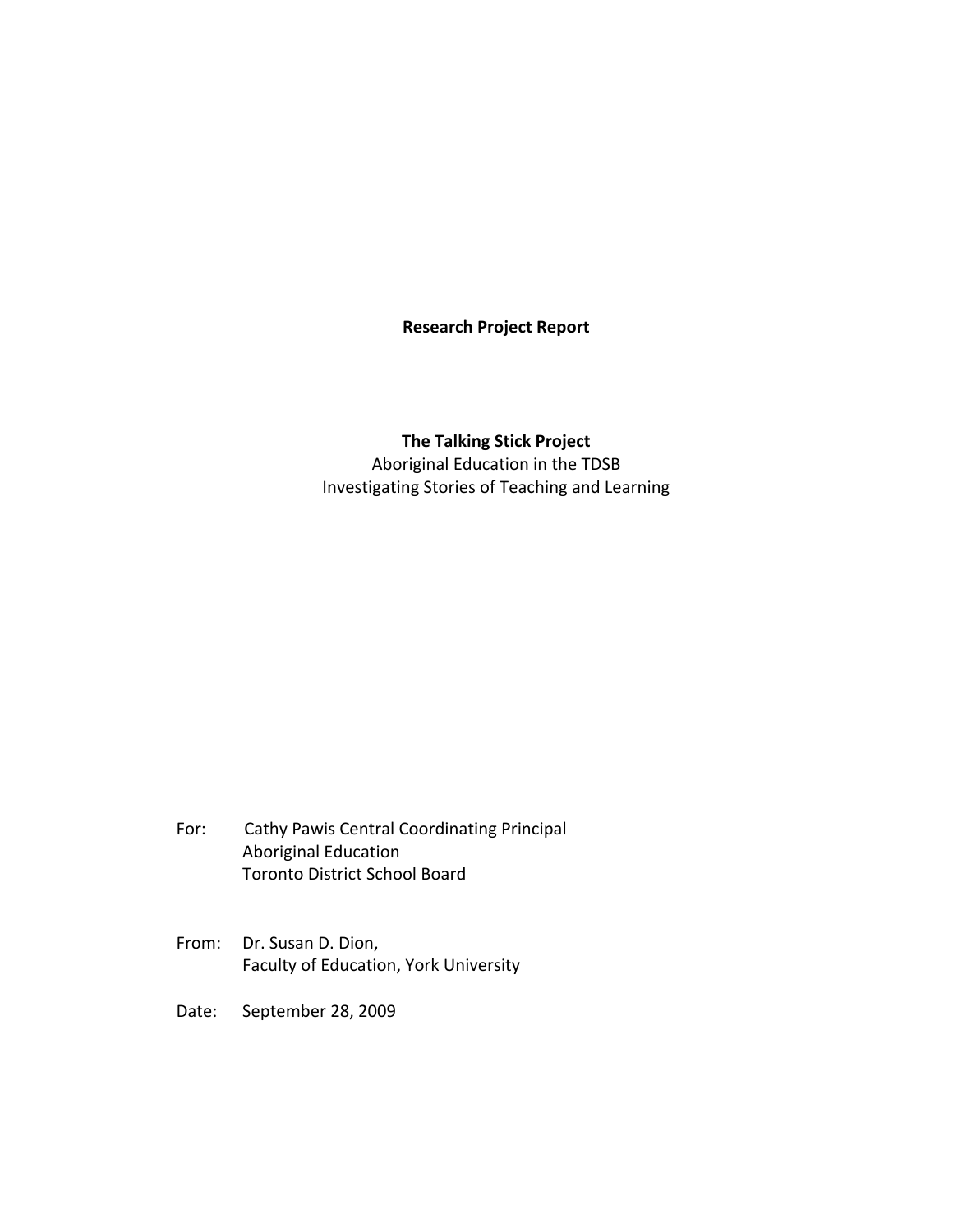**Research Project Report**

# The Talking Stick Project

Aboriginal Education in the TDSB
Investigating Stories of Teaching and Learning

For: Cathy Pawis Central Coordinating Principal
Aboriginal Education
Toronto District School Board

From: Dr. Susan D. Dion,
Faculty of Education, York University

Date: September 28, 2009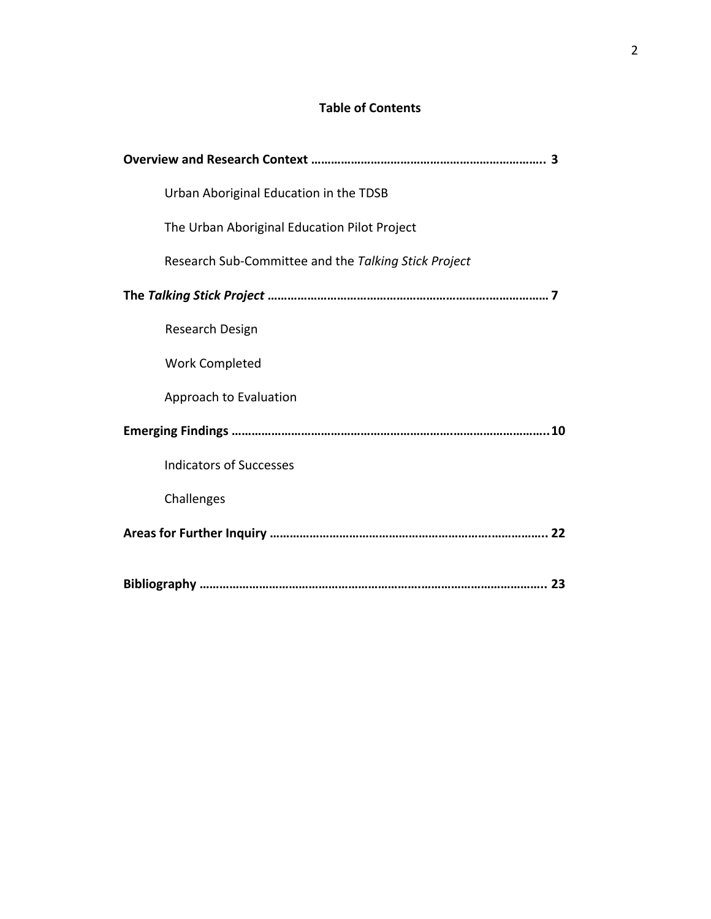## Table of Contents

**Overview and Research Context ……………………………………………………………….. 3**

Urban Aboriginal Education in the TDSB

The Urban Aboriginal Education Pilot Project

Research Sub-Committee and the *Talking Stick Project*

**The *Talking Stick Project* ………………………………………………………..……………… 7**

Research Design

Work Completed

Approach to Evaluation

**Emerging Findings …………………………………………………………….……………………..10**

Indicators of Successes

Challenges

**Areas for Further Inquiry ………………………………………………………….……………….. 22**

**Bibliography ……………………………………………………………………………………………….. 23**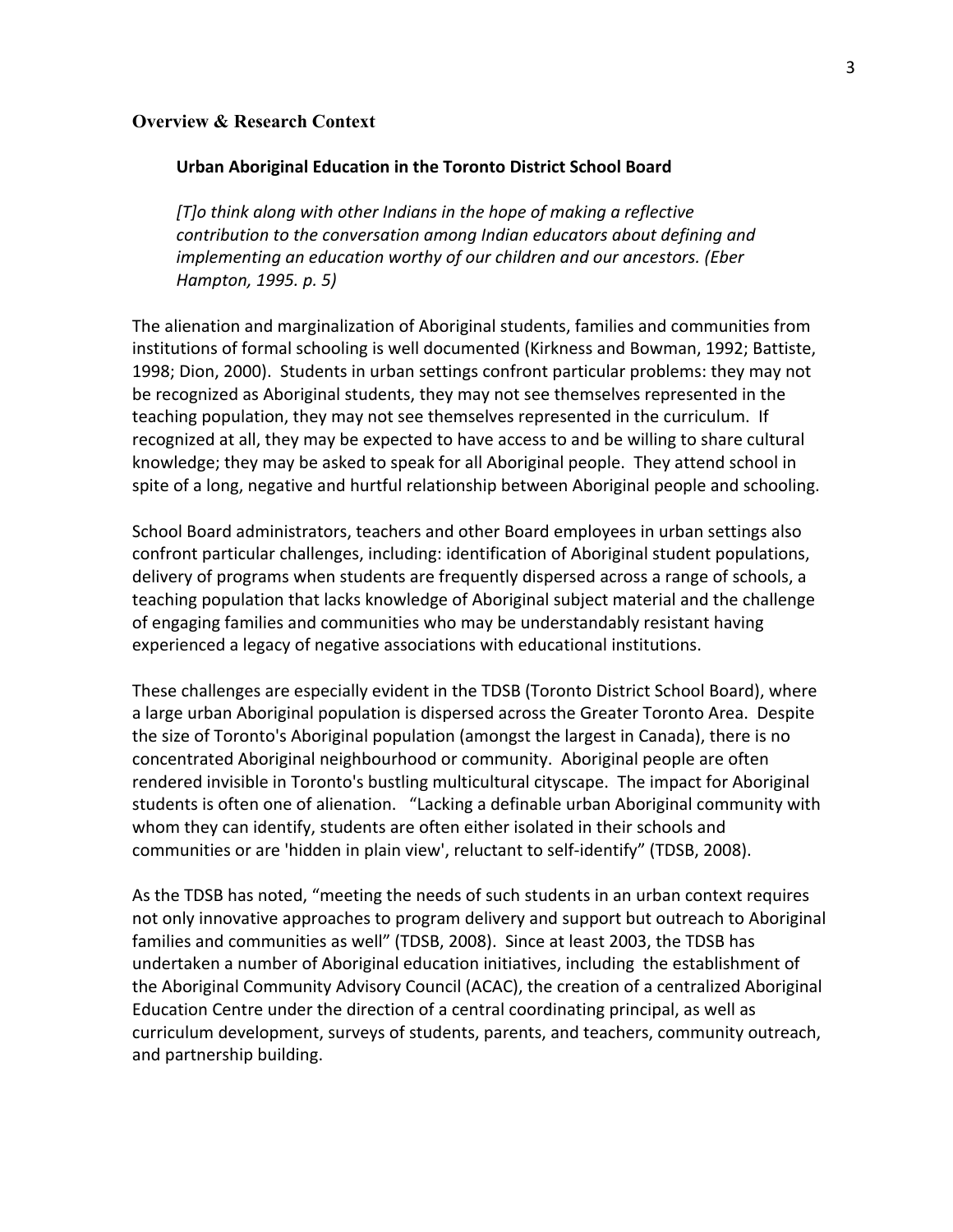## Overview & Research Context

### Urban Aboriginal Education in the Toronto District School Board

> *[T]o think along with other Indians in the hope of making a reflective contribution to the conversation among Indian educators about defining and implementing an education worthy of our children and our ancestors. (Eber Hampton, 1995. p. 5)*

The alienation and marginalization of Aboriginal students, families and communities from institutions of formal schooling is well documented (Kirkness and Bowman, 1992; Battiste, 1998; Dion, 2000). Students in urban settings confront particular problems: they may not be recognized as Aboriginal students, they may not see themselves represented in the teaching population, they may not see themselves represented in the curriculum. If recognized at all, they may be expected to have access to and be willing to share cultural knowledge; they may be asked to speak for all Aboriginal people. They attend school in spite of a long, negative and hurtful relationship between Aboriginal people and schooling.

School Board administrators, teachers and other Board employees in urban settings also confront particular challenges, including: identification of Aboriginal student populations, delivery of programs when students are frequently dispersed across a range of schools, a teaching population that lacks knowledge of Aboriginal subject material and the challenge of engaging families and communities who may be understandably resistant having experienced a legacy of negative associations with educational institutions.

These challenges are especially evident in the TDSB (Toronto District School Board), where a large urban Aboriginal population is dispersed across the Greater Toronto Area. Despite the size of Toronto's Aboriginal population (amongst the largest in Canada), there is no concentrated Aboriginal neighbourhood or community. Aboriginal people are often rendered invisible in Toronto's bustling multicultural cityscape. The impact for Aboriginal students is often one of alienation. "Lacking a definable urban Aboriginal community with whom they can identify, students are often either isolated in their schools and communities or are 'hidden in plain view', reluctant to self-identify" (TDSB, 2008).

As the TDSB has noted, "meeting the needs of such students in an urban context requires not only innovative approaches to program delivery and support but outreach to Aboriginal families and communities as well" (TDSB, 2008). Since at least 2003, the TDSB has undertaken a number of Aboriginal education initiatives, including the establishment of the Aboriginal Community Advisory Council (ACAC), the creation of a centralized Aboriginal Education Centre under the direction of a central coordinating principal, as well as curriculum development, surveys of students, parents, and teachers, community outreach, and partnership building.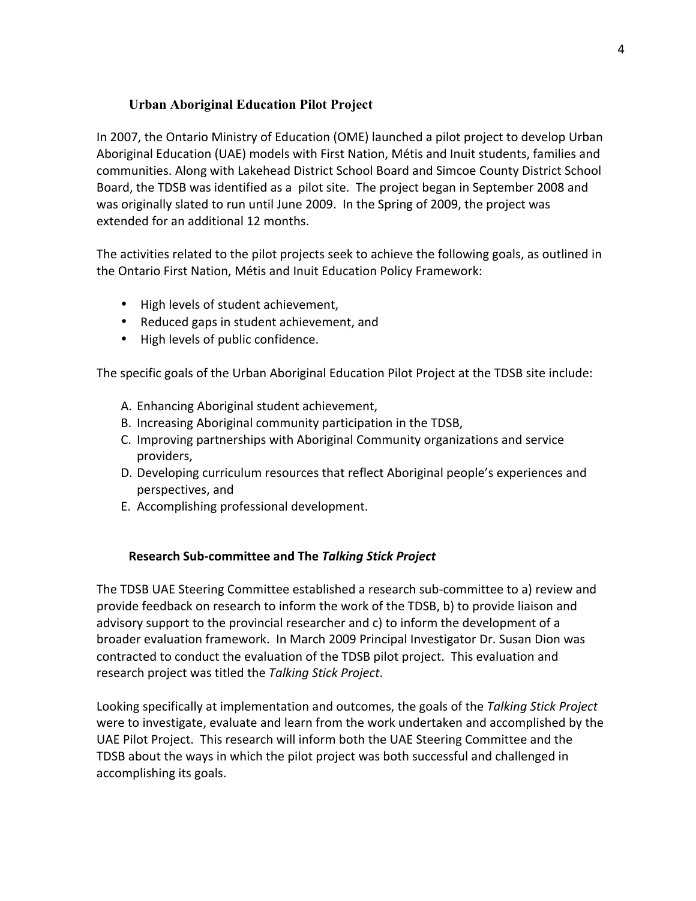## Urban Aboriginal Education Pilot Project

In 2007, the Ontario Ministry of Education (OME) launched a pilot project to develop Urban Aboriginal Education (UAE) models with First Nation, Métis and Inuit students, families and communities. Along with Lakehead District School Board and Simcoe County District School Board, the TDSB was identified as a pilot site. The project began in September 2008 and was originally slated to run until June 2009. In the Spring of 2009, the project was extended for an additional 12 months.

The activities related to the pilot projects seek to achieve the following goals, as outlined in the Ontario First Nation, Métis and Inuit Education Policy Framework:

- High levels of student achievement,
- Reduced gaps in student achievement, and
- High levels of public confidence.

The specific goals of the Urban Aboriginal Education Pilot Project at the TDSB site include:

A. Enhancing Aboriginal student achievement,
B. Increasing Aboriginal community participation in the TDSB,
C. Improving partnerships with Aboriginal Community organizations and service providers,
D. Developing curriculum resources that reflect Aboriginal people's experiences and perspectives, and
E. Accomplishing professional development.

## Research Sub-committee and The *Talking Stick Project*

The TDSB UAE Steering Committee established a research sub-committee to a) review and provide feedback on research to inform the work of the TDSB, b) to provide liaison and advisory support to the provincial researcher and c) to inform the development of a broader evaluation framework. In March 2009 Principal Investigator Dr. Susan Dion was contracted to conduct the evaluation of the TDSB pilot project. This evaluation and research project was titled the *Talking Stick Project*.

Looking specifically at implementation and outcomes, the goals of the *Talking Stick Project* were to investigate, evaluate and learn from the work undertaken and accomplished by the UAE Pilot Project. This research will inform both the UAE Steering Committee and the TDSB about the ways in which the pilot project was both successful and challenged in accomplishing its goals.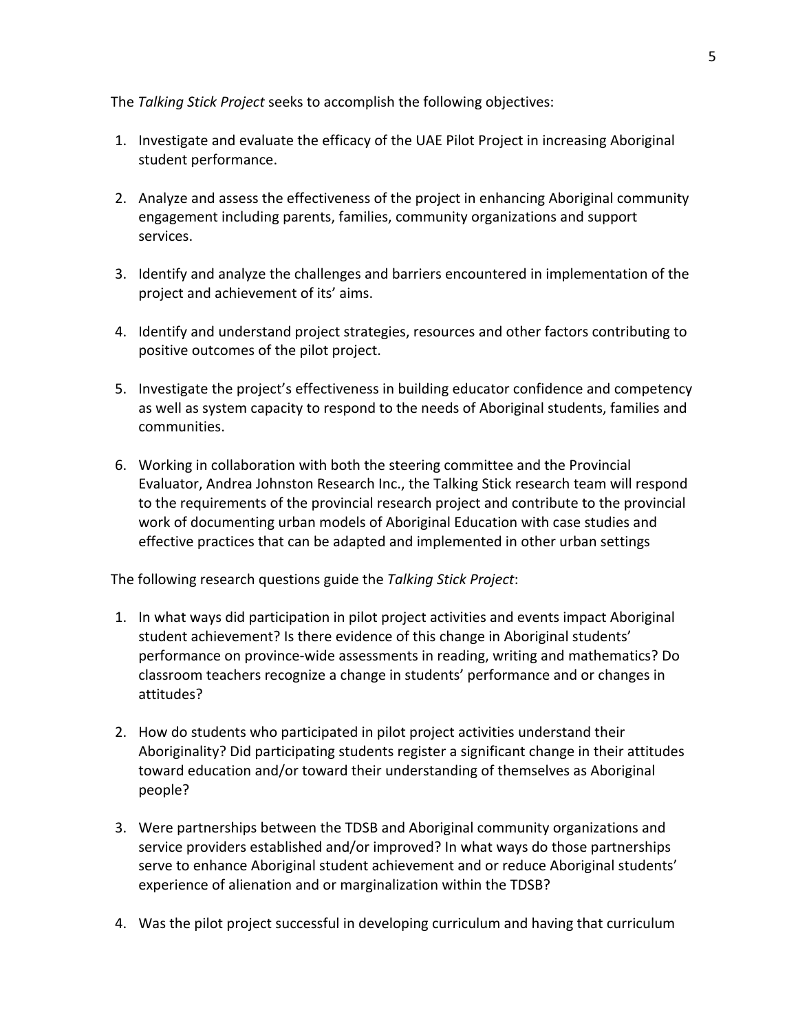The *Talking Stick Project* seeks to accomplish the following objectives:

1. Investigate and evaluate the efficacy of the UAE Pilot Project in increasing Aboriginal student performance.

2. Analyze and assess the effectiveness of the project in enhancing Aboriginal community engagement including parents, families, community organizations and support services.

3. Identify and analyze the challenges and barriers encountered in implementation of the project and achievement of its' aims.

4. Identify and understand project strategies, resources and other factors contributing to positive outcomes of the pilot project.

5. Investigate the project's effectiveness in building educator confidence and competency as well as system capacity to respond to the needs of Aboriginal students, families and communities.

6. Working in collaboration with both the steering committee and the Provincial Evaluator, Andrea Johnston Research Inc., the Talking Stick research team will respond to the requirements of the provincial research project and contribute to the provincial work of documenting urban models of Aboriginal Education with case studies and effective practices that can be adapted and implemented in other urban settings

The following research questions guide the *Talking Stick Project*:

1. In what ways did participation in pilot project activities and events impact Aboriginal student achievement? Is there evidence of this change in Aboriginal students' performance on province-wide assessments in reading, writing and mathematics? Do classroom teachers recognize a change in students' performance and or changes in attitudes?

2. How do students who participated in pilot project activities understand their Aboriginality? Did participating students register a significant change in their attitudes toward education and/or toward their understanding of themselves as Aboriginal people?

3. Were partnerships between the TDSB and Aboriginal community organizations and service providers established and/or improved? In what ways do those partnerships serve to enhance Aboriginal student achievement and or reduce Aboriginal students' experience of alienation and or marginalization within the TDSB?

4. Was the pilot project successful in developing curriculum and having that curriculum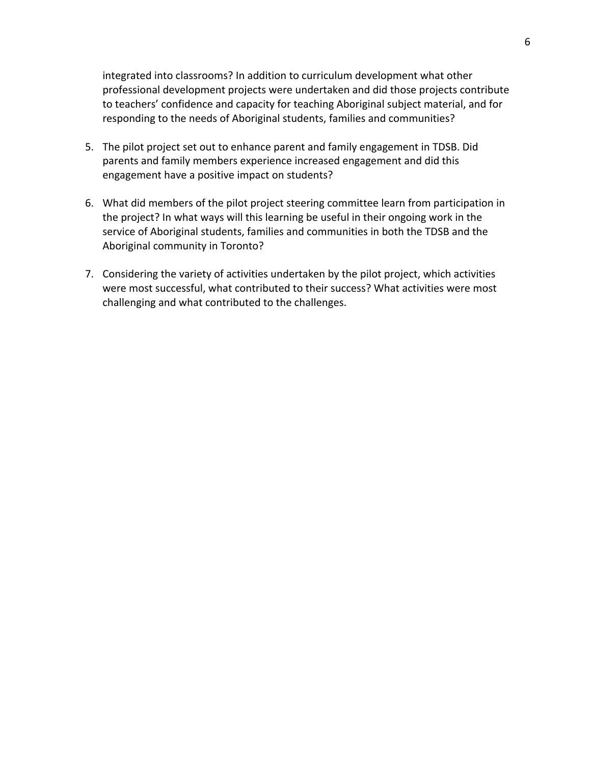integrated into classrooms? In addition to curriculum development what other professional development projects were undertaken and did those projects contribute to teachers' confidence and capacity for teaching Aboriginal subject material, and for responding to the needs of Aboriginal students, families and communities?

5. The pilot project set out to enhance parent and family engagement in TDSB. Did parents and family members experience increased engagement and did this engagement have a positive impact on students?

6. What did members of the pilot project steering committee learn from participation in the project? In what ways will this learning be useful in their ongoing work in the service of Aboriginal students, families and communities in both the TDSB and the Aboriginal community in Toronto?

7. Considering the variety of activities undertaken by the pilot project, which activities were most successful, what contributed to their success? What activities were most challenging and what contributed to the challenges.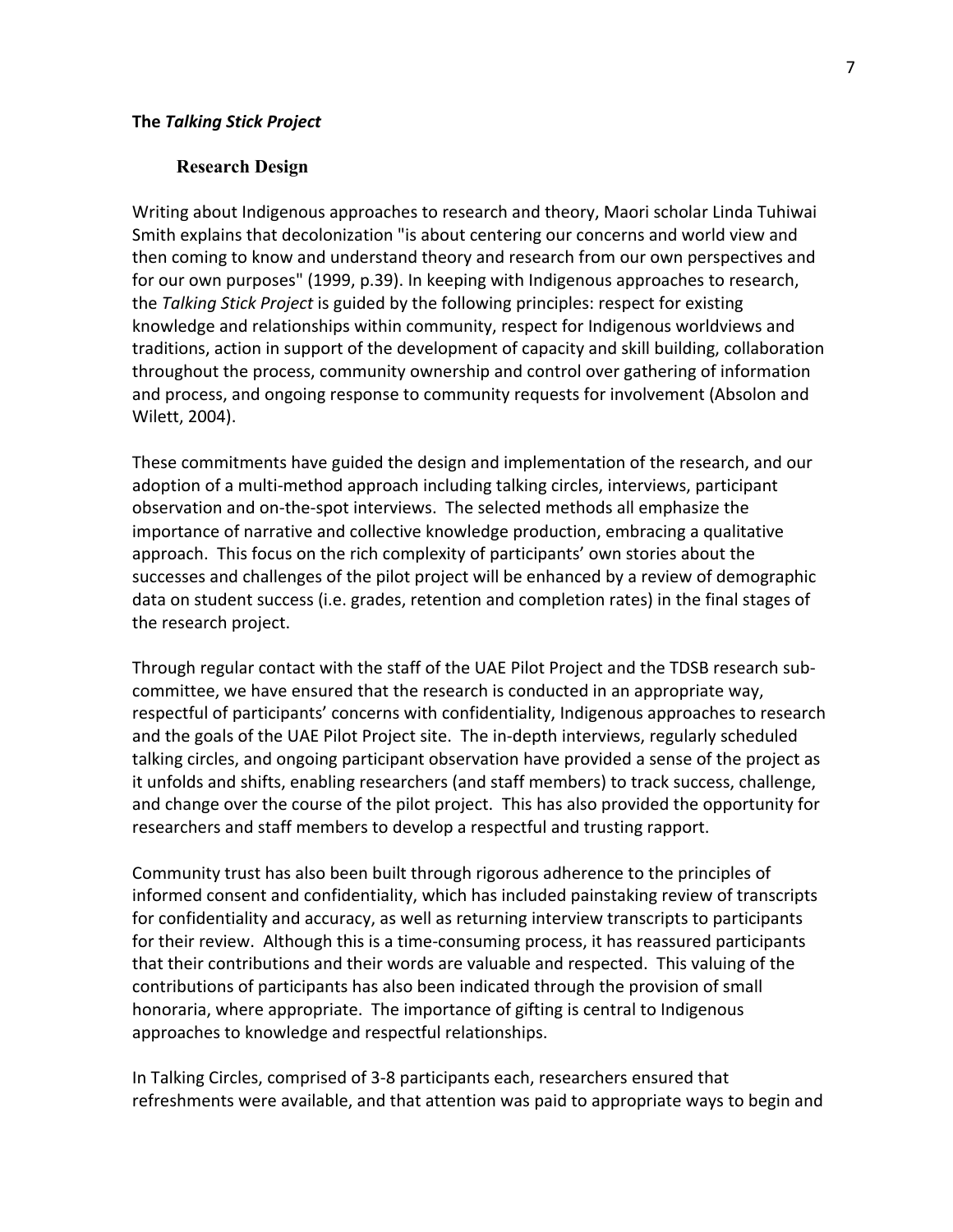**The *Talking Stick Project***

## Research Design

Writing about Indigenous approaches to research and theory, Maori scholar Linda Tuhiwai Smith explains that decolonization "is about centering our concerns and world view and then coming to know and understand theory and research from our own perspectives and for our own purposes" (1999, p.39). In keeping with Indigenous approaches to research, the *Talking Stick Project* is guided by the following principles: respect for existing knowledge and relationships within community, respect for Indigenous worldviews and traditions, action in support of the development of capacity and skill building, collaboration throughout the process, community ownership and control over gathering of information and process, and ongoing response to community requests for involvement (Absolon and Wilett, 2004).

These commitments have guided the design and implementation of the research, and our adoption of a multi-method approach including talking circles, interviews, participant observation and on-the-spot interviews. The selected methods all emphasize the importance of narrative and collective knowledge production, embracing a qualitative approach. This focus on the rich complexity of participants' own stories about the successes and challenges of the pilot project will be enhanced by a review of demographic data on student success (i.e. grades, retention and completion rates) in the final stages of the research project.

Through regular contact with the staff of the UAE Pilot Project and the TDSB research sub-committee, we have ensured that the research is conducted in an appropriate way, respectful of participants' concerns with confidentiality, Indigenous approaches to research and the goals of the UAE Pilot Project site. The in-depth interviews, regularly scheduled talking circles, and ongoing participant observation have provided a sense of the project as it unfolds and shifts, enabling researchers (and staff members) to track success, challenge, and change over the course of the pilot project. This has also provided the opportunity for researchers and staff members to develop a respectful and trusting rapport.

Community trust has also been built through rigorous adherence to the principles of informed consent and confidentiality, which has included painstaking review of transcripts for confidentiality and accuracy, as well as returning interview transcripts to participants for their review. Although this is a time-consuming process, it has reassured participants that their contributions and their words are valuable and respected. This valuing of the contributions of participants has also been indicated through the provision of small honoraria, where appropriate. The importance of gifting is central to Indigenous approaches to knowledge and respectful relationships.

In Talking Circles, comprised of 3-8 participants each, researchers ensured that refreshments were available, and that attention was paid to appropriate ways to begin and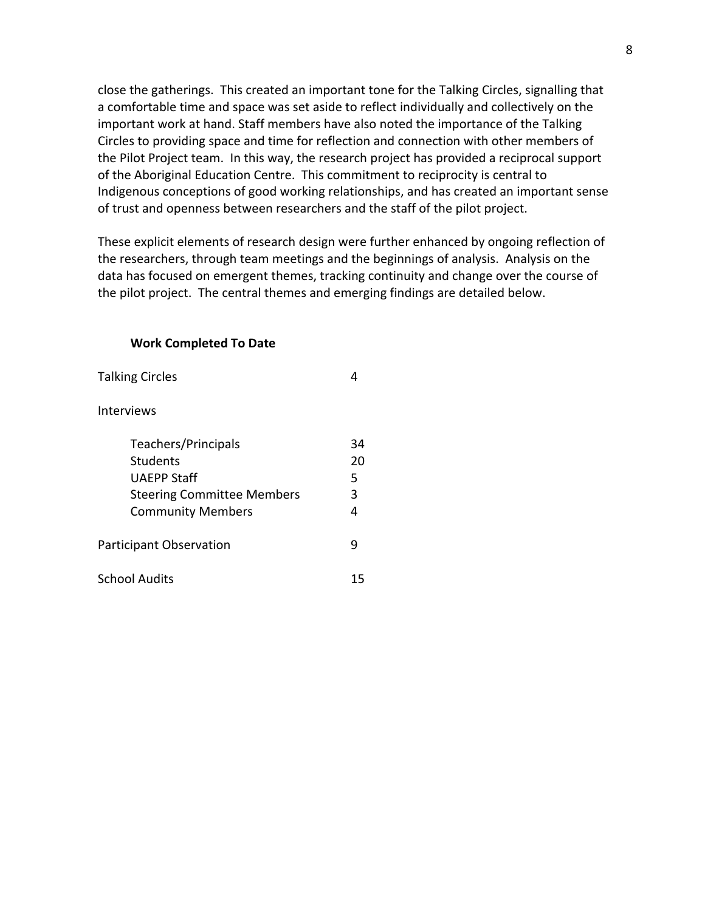close the gatherings.  This created an important tone for the Talking Circles, signalling that a comfortable time and space was set aside to reflect individually and collectively on the important work at hand. Staff members have also noted the importance of the Talking Circles to providing space and time for reflection and connection with other members of the Pilot Project team.  In this way, the research project has provided a reciprocal support of the Aboriginal Education Centre.  This commitment to reciprocity is central to Indigenous conceptions of good working relationships, and has created an important sense of trust and openness between researchers and the staff of the pilot project.

These explicit elements of research design were further enhanced by ongoing reflection of the researchers, through team meetings and the beginnings of analysis.  Analysis on the data has focused on emergent themes, tracking continuity and change over the course of the pilot project.  The central themes and emerging findings are detailed below.

**Work Completed To Date**

| | |
|---|---|
| Talking Circles | 4 |
| Interviews | |
| Teachers/Principals | 34 |
| Students | 20 |
| UAEPP Staff | 5 |
| Steering Committee Members | 3 |
| Community Members | 4 |
| Participant Observation | 9 |
| School Audits | 15 |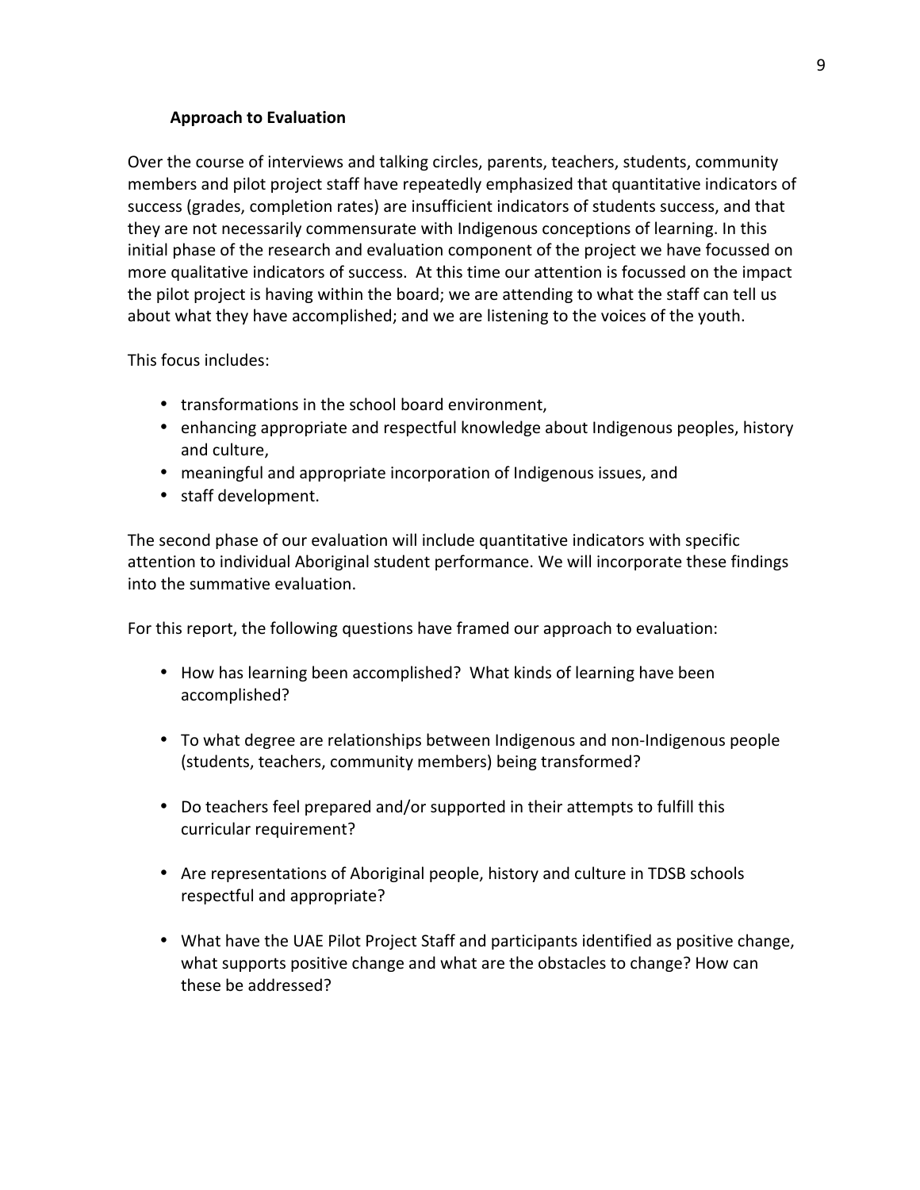### Approach to Evaluation

Over the course of interviews and talking circles, parents, teachers, students, community members and pilot project staff have repeatedly emphasized that quantitative indicators of success (grades, completion rates) are insufficient indicators of students success, and that they are not necessarily commensurate with Indigenous conceptions of learning. In this initial phase of the research and evaluation component of the project we have focussed on more qualitative indicators of success. At this time our attention is focussed on the impact the pilot project is having within the board; we are attending to what the staff can tell us about what they have accomplished; and we are listening to the voices of the youth.

This focus includes:

- transformations in the school board environment,
- enhancing appropriate and respectful knowledge about Indigenous peoples, history and culture,
- meaningful and appropriate incorporation of Indigenous issues, and
- staff development.

The second phase of our evaluation will include quantitative indicators with specific attention to individual Aboriginal student performance. We will incorporate these findings into the summative evaluation.

For this report, the following questions have framed our approach to evaluation:

- How has learning been accomplished? What kinds of learning have been accomplished?
- To what degree are relationships between Indigenous and non-Indigenous people (students, teachers, community members) being transformed?
- Do teachers feel prepared and/or supported in their attempts to fulfill this curricular requirement?
- Are representations of Aboriginal people, history and culture in TDSB schools respectful and appropriate?
- What have the UAE Pilot Project Staff and participants identified as positive change, what supports positive change and what are the obstacles to change? How can these be addressed?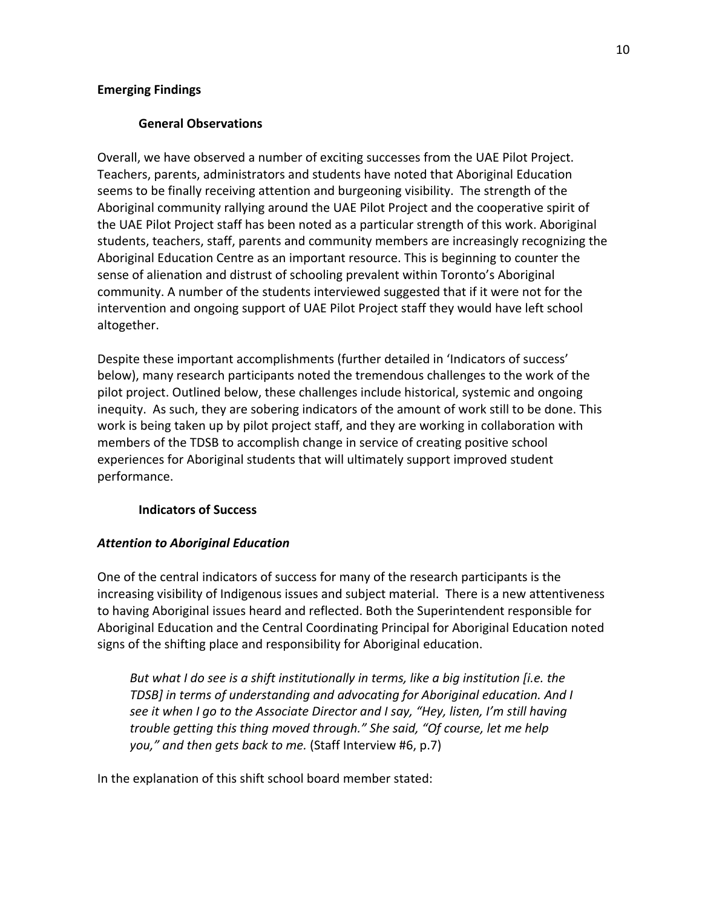## Emerging Findings

### General Observations

Overall, we have observed a number of exciting successes from the UAE Pilot Project. Teachers, parents, administrators and students have noted that Aboriginal Education seems to be finally receiving attention and burgeoning visibility. The strength of the Aboriginal community rallying around the UAE Pilot Project and the cooperative spirit of the UAE Pilot Project staff has been noted as a particular strength of this work. Aboriginal students, teachers, staff, parents and community members are increasingly recognizing the Aboriginal Education Centre as an important resource. This is beginning to counter the sense of alienation and distrust of schooling prevalent within Toronto's Aboriginal community. A number of the students interviewed suggested that if it were not for the intervention and ongoing support of UAE Pilot Project staff they would have left school altogether.

Despite these important accomplishments (further detailed in 'Indicators of success' below), many research participants noted the tremendous challenges to the work of the pilot project. Outlined below, these challenges include historical, systemic and ongoing inequity. As such, they are sobering indicators of the amount of work still to be done. This work is being taken up by pilot project staff, and they are working in collaboration with members of the TDSB to accomplish change in service of creating positive school experiences for Aboriginal students that will ultimately support improved student performance.

### Indicators of Success

***Attention to Aboriginal Education***

One of the central indicators of success for many of the research participants is the increasing visibility of Indigenous issues and subject material. There is a new attentiveness to having Aboriginal issues heard and reflected. Both the Superintendent responsible for Aboriginal Education and the Central Coordinating Principal for Aboriginal Education noted signs of the shifting place and responsibility for Aboriginal education.

> *But what I do see is a shift institutionally in terms, like a big institution [i.e. the TDSB] in terms of understanding and advocating for Aboriginal education. And I see it when I go to the Associate Director and I say, "Hey, listen, I'm still having trouble getting this thing moved through." She said, "Of course, let me help you," and then gets back to me.* (Staff Interview #6, p.7)

In the explanation of this shift school board member stated: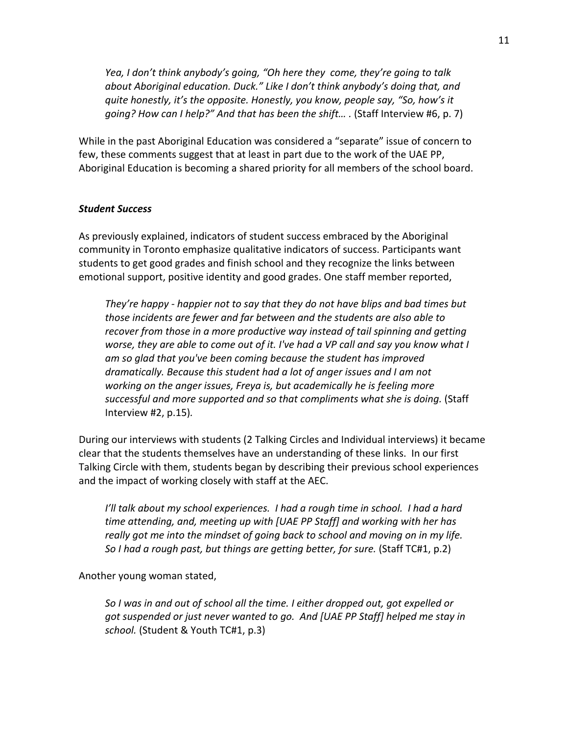*Yea, I don't think anybody's going, "Oh here they  come, they're going to talk about Aboriginal education. Duck." Like I don't think anybody's doing that, and quite honestly, it's the opposite. Honestly, you know, people say, "So, how's it going? How can I help?" And that has been the shift… .* (Staff Interview #6, p. 7)

While in the past Aboriginal Education was considered a "separate" issue of concern to few, these comments suggest that at least in part due to the work of the UAE PP, Aboriginal Education is becoming a shared priority for all members of the school board.

### ***Student Success***

As previously explained, indicators of student success embraced by the Aboriginal community in Toronto emphasize qualitative indicators of success. Participants want students to get good grades and finish school and they recognize the links between emotional support, positive identity and good grades. One staff member reported,

*They're happy - happier not to say that they do not have blips and bad times but those incidents are fewer and far between and the students are also able to recover from those in a more productive way instead of tail spinning and getting worse, they are able to come out of it. I've had a VP call and say you know what I am so glad that you've been coming because the student has improved dramatically. Because this student had a lot of anger issues and I am not working on the anger issues, Freya is, but academically he is feeling more successful and more supported and so that compliments what she is doing.* (Staff Interview #2, p.15).

During our interviews with students (2 Talking Circles and Individual interviews) it became clear that the students themselves have an understanding of these links.  In our first Talking Circle with them, students began by describing their previous school experiences and the impact of working closely with staff at the AEC.

*I'll talk about my school experiences.  I had a rough time in school.  I had a hard time attending, and, meeting up with [UAE PP Staff] and working with her has really got me into the mindset of going back to school and moving on in my life.  So I had a rough past, but things are getting better, for sure.* (Staff TC#1, p.2)

Another young woman stated,

*So I was in and out of school all the time. I either dropped out, got expelled or got suspended or just never wanted to go.  And [UAE PP Staff] helped me stay in school.* (Student & Youth TC#1, p.3)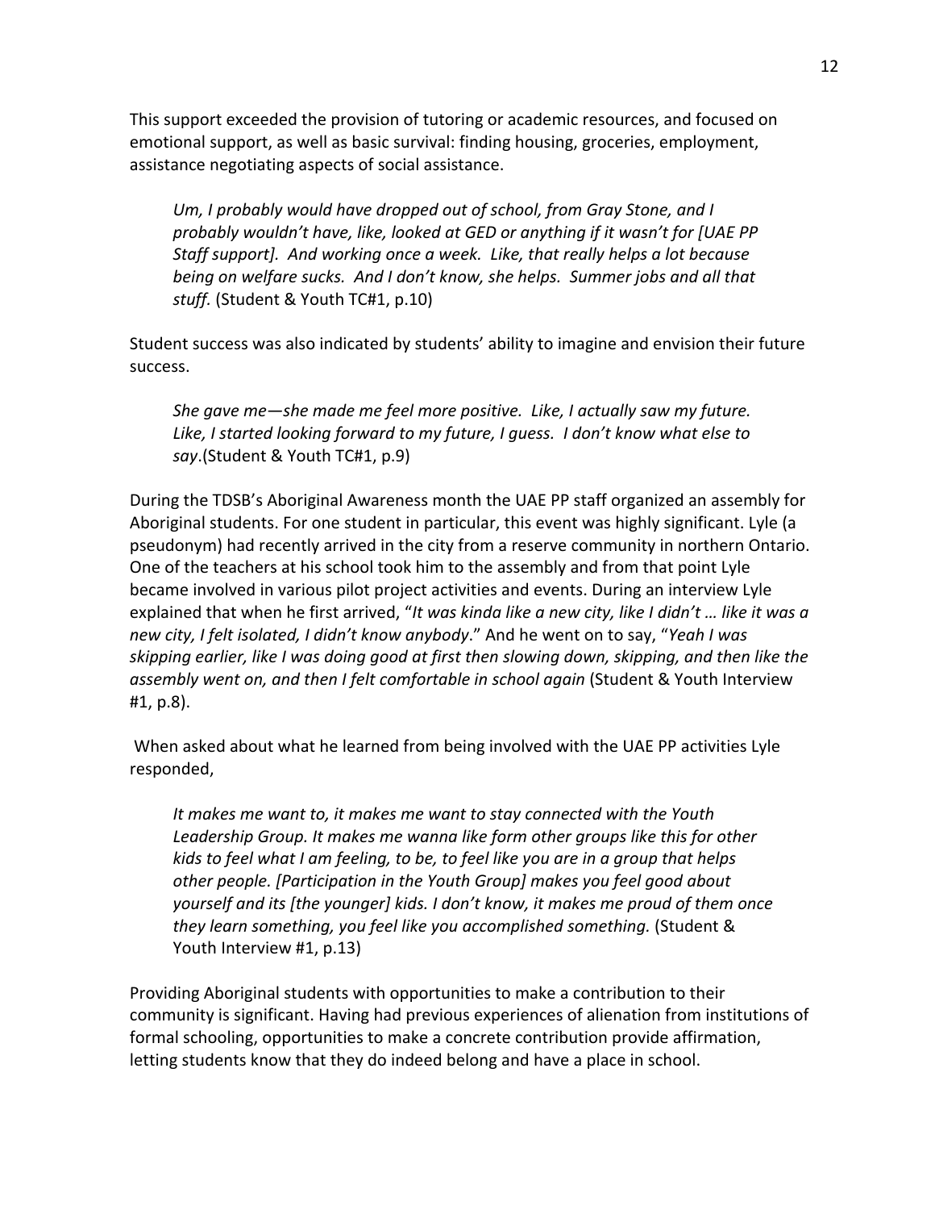This support exceeded the provision of tutoring or academic resources, and focused on emotional support, as well as basic survival: finding housing, groceries, employment, assistance negotiating aspects of social assistance.

> *Um, I probably would have dropped out of school, from Gray Stone, and I probably wouldn't have, like, looked at GED or anything if it wasn't for [UAE PP Staff support]. And working once a week. Like, that really helps a lot because being on welfare sucks. And I don't know, she helps. Summer jobs and all that stuff.* (Student & Youth TC#1, p.10)

Student success was also indicated by students' ability to imagine and envision their future success.

> *She gave me—she made me feel more positive. Like, I actually saw my future. Like, I started looking forward to my future, I guess. I don't know what else to say*.(Student & Youth TC#1, p.9)

During the TDSB's Aboriginal Awareness month the UAE PP staff organized an assembly for Aboriginal students. For one student in particular, this event was highly significant. Lyle (a pseudonym) had recently arrived in the city from a reserve community in northern Ontario. One of the teachers at his school took him to the assembly and from that point Lyle became involved in various pilot project activities and events. During an interview Lyle explained that when he first arrived, "*It was kinda like a new city, like I didn't … like it was a new city, I felt isolated, I didn't know anybody*." And he went on to say, "*Yeah I was skipping earlier, like I was doing good at first then slowing down, skipping, and then like the assembly went on, and then I felt comfortable in school again* (Student & Youth Interview #1, p.8).

When asked about what he learned from being involved with the UAE PP activities Lyle responded,

> *It makes me want to, it makes me want to stay connected with the Youth Leadership Group. It makes me wanna like form other groups like this for other kids to feel what I am feeling, to be, to feel like you are in a group that helps other people. [Participation in the Youth Group] makes you feel good about yourself and its [the younger] kids. I don't know, it makes me proud of them once they learn something, you feel like you accomplished something.* (Student & Youth Interview #1, p.13)

Providing Aboriginal students with opportunities to make a contribution to their community is significant. Having had previous experiences of alienation from institutions of formal schooling, opportunities to make a concrete contribution provide affirmation, letting students know that they do indeed belong and have a place in school.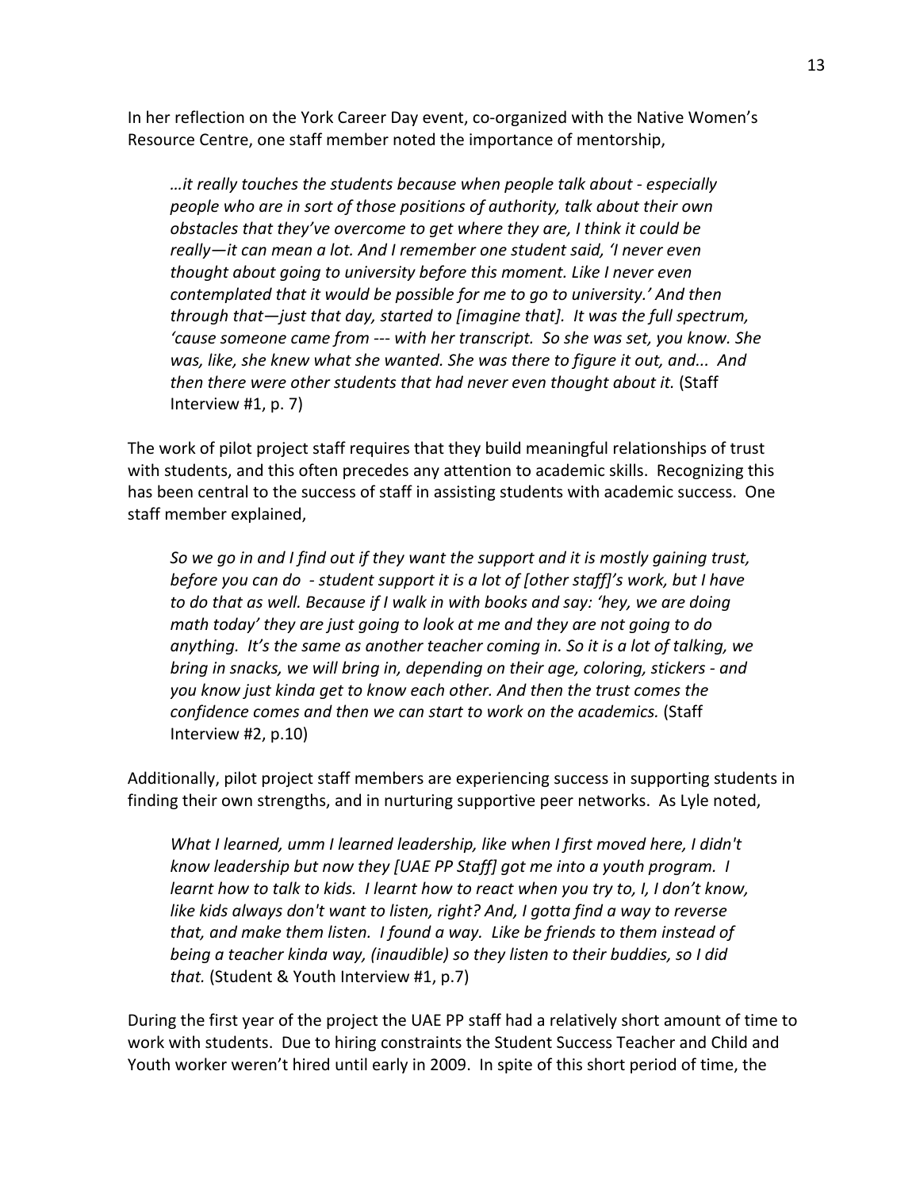In her reflection on the York Career Day event, co-organized with the Native Women's Resource Centre, one staff member noted the importance of mentorship,

> *…it really touches the students because when people talk about - especially people who are in sort of those positions of authority, talk about their own obstacles that they've overcome to get where they are, I think it could be really—it can mean a lot. And I remember one student said, 'I never even thought about going to university before this moment. Like I never even contemplated that it would be possible for me to go to university.' And then through that—just that day, started to [imagine that]. It was the full spectrum, 'cause someone came from --- with her transcript. So she was set, you know. She was, like, she knew what she wanted. She was there to figure it out, and... And then there were other students that had never even thought about it.* (Staff Interview #1, p. 7)

The work of pilot project staff requires that they build meaningful relationships of trust with students, and this often precedes any attention to academic skills. Recognizing this has been central to the success of staff in assisting students with academic success. One staff member explained,

> *So we go in and I find out if they want the support and it is mostly gaining trust, before you can do - student support it is a lot of [other staff]'s work, but I have to do that as well. Because if I walk in with books and say: 'hey, we are doing math today' they are just going to look at me and they are not going to do anything. It's the same as another teacher coming in. So it is a lot of talking, we bring in snacks, we will bring in, depending on their age, coloring, stickers - and you know just kinda get to know each other. And then the trust comes the confidence comes and then we can start to work on the academics.* (Staff Interview #2, p.10)

Additionally, pilot project staff members are experiencing success in supporting students in finding their own strengths, and in nurturing supportive peer networks. As Lyle noted,

> *What I learned, umm I learned leadership, like when I first moved here, I didn't know leadership but now they [UAE PP Staff] got me into a youth program. I learnt how to talk to kids. I learnt how to react when you try to, I, I don't know, like kids always don't want to listen, right? And, I gotta find a way to reverse that, and make them listen. I found a way. Like be friends to them instead of being a teacher kinda way, (inaudible) so they listen to their buddies, so I did that.* (Student & Youth Interview #1, p.7)

During the first year of the project the UAE PP staff had a relatively short amount of time to work with students. Due to hiring constraints the Student Success Teacher and Child and Youth worker weren't hired until early in 2009. In spite of this short period of time, the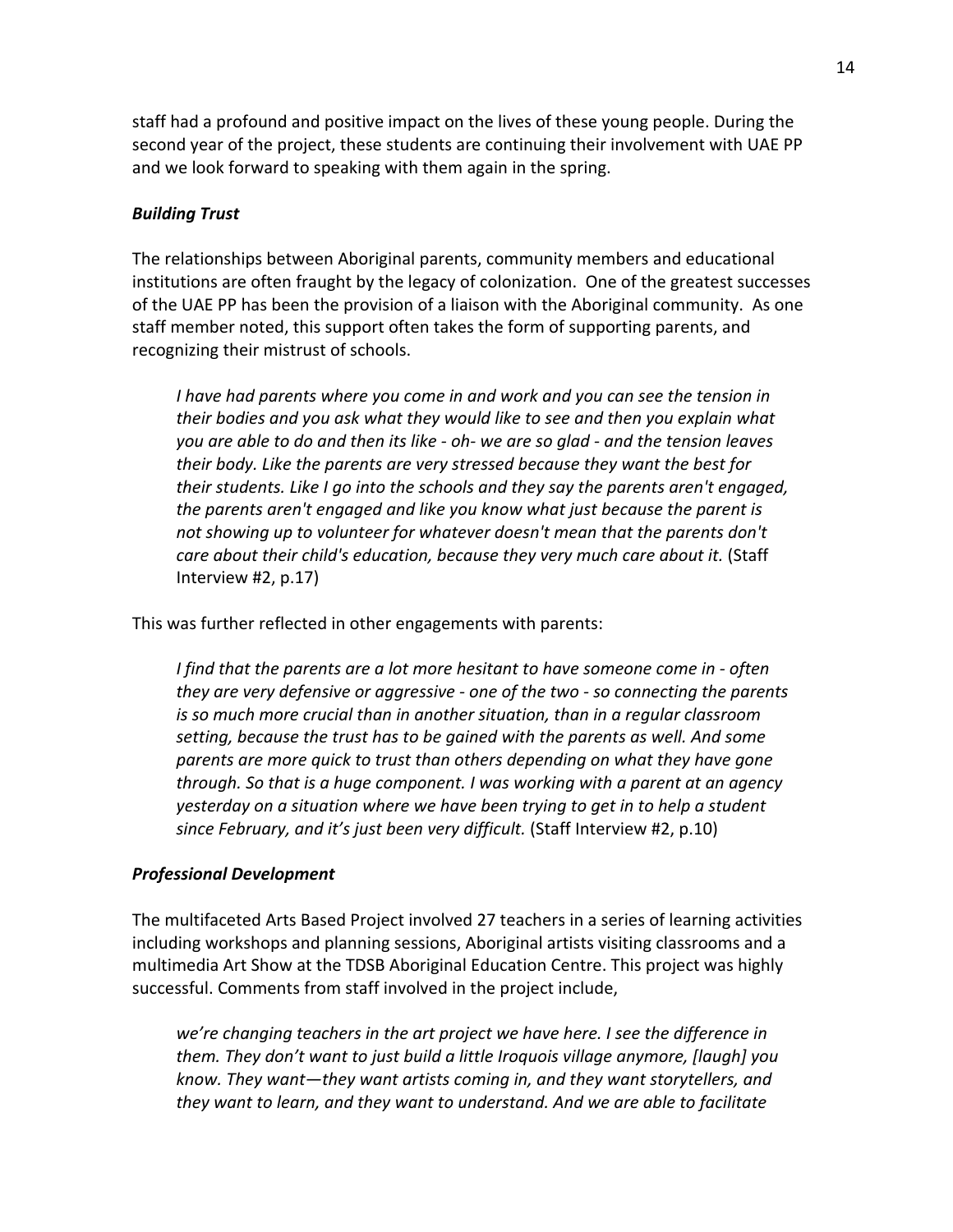staff had a profound and positive impact on the lives of these young people. During the second year of the project, these students are continuing their involvement with UAE PP and we look forward to speaking with them again in the spring.

### ***Building Trust***

The relationships between Aboriginal parents, community members and educational institutions are often fraught by the legacy of colonization. One of the greatest successes of the UAE PP has been the provision of a liaison with the Aboriginal community. As one staff member noted, this support often takes the form of supporting parents, and recognizing their mistrust of schools.

> *I have had parents where you come in and work and you can see the tension in their bodies and you ask what they would like to see and then you explain what you are able to do and then its like - oh- we are so glad - and the tension leaves their body. Like the parents are very stressed because they want the best for their students. Like I go into the schools and they say the parents aren't engaged, the parents aren't engaged and like you know what just because the parent is not showing up to volunteer for whatever doesn't mean that the parents don't care about their child's education, because they very much care about it.* (Staff Interview #2, p.17)

This was further reflected in other engagements with parents:

> *I find that the parents are a lot more hesitant to have someone come in - often they are very defensive or aggressive - one of the two - so connecting the parents is so much more crucial than in another situation, than in a regular classroom setting, because the trust has to be gained with the parents as well. And some parents are more quick to trust than others depending on what they have gone through. So that is a huge component. I was working with a parent at an agency yesterday on a situation where we have been trying to get in to help a student since February, and it's just been very difficult.* (Staff Interview #2, p.10)

### ***Professional Development***

The multifaceted Arts Based Project involved 27 teachers in a series of learning activities including workshops and planning sessions, Aboriginal artists visiting classrooms and a multimedia Art Show at the TDSB Aboriginal Education Centre. This project was highly successful. Comments from staff involved in the project include,

> *we're changing teachers in the art project we have here. I see the difference in them. They don't want to just build a little Iroquois village anymore, [laugh] you know. They want—they want artists coming in, and they want storytellers, and they want to learn, and they want to understand. And we are able to facilitate*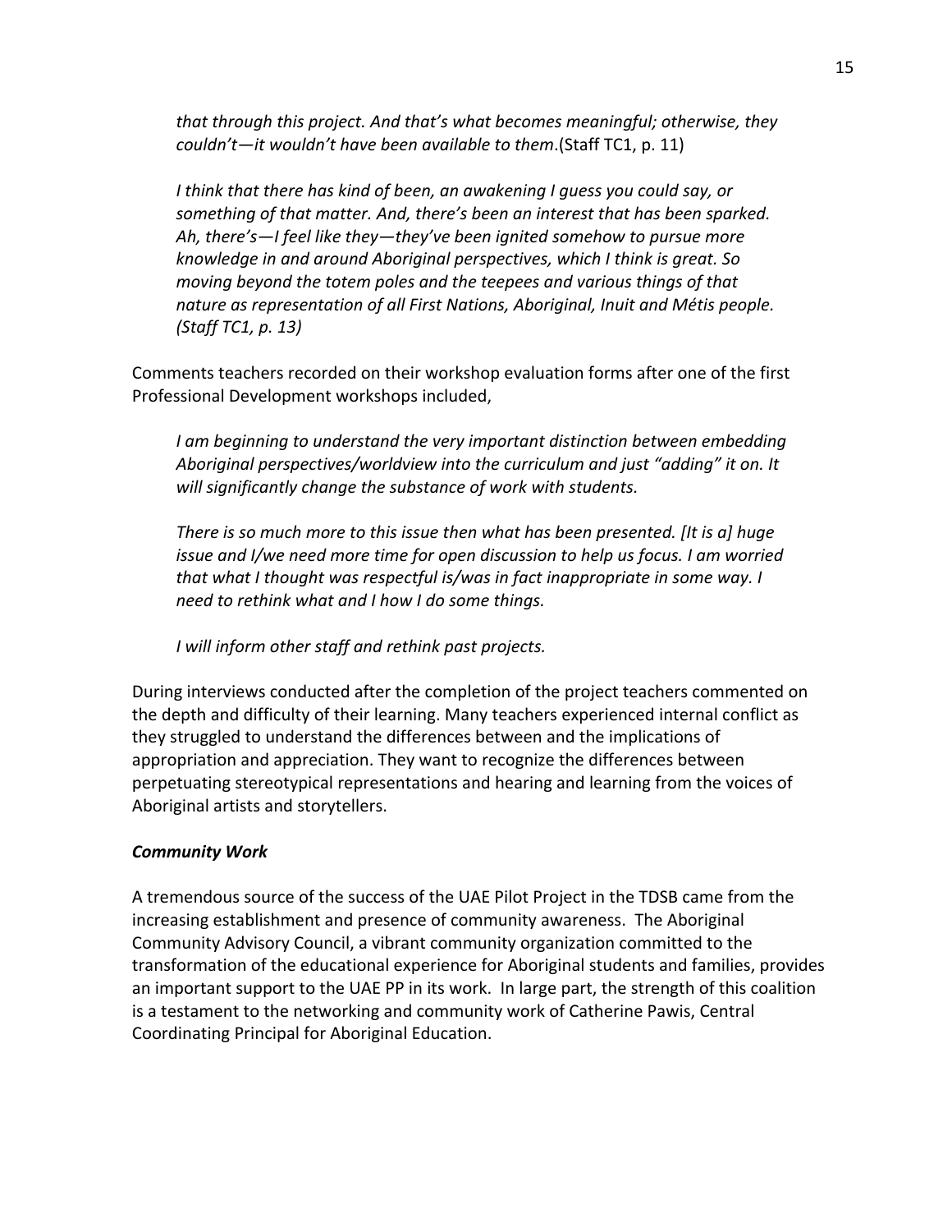*that through this project. And that's what becomes meaningful; otherwise, they couldn't—it wouldn't have been available to them*.(Staff TC1, p. 11)

*I think that there has kind of been, an awakening I guess you could say, or something of that matter. And, there's been an interest that has been sparked. Ah, there's—I feel like they—they've been ignited somehow to pursue more knowledge in and around Aboriginal perspectives, which I think is great. So moving beyond the totem poles and the teepees and various things of that nature as representation of all First Nations, Aboriginal, Inuit and Métis people. (Staff TC1, p. 13)*

Comments teachers recorded on their workshop evaluation forms after one of the first Professional Development workshops included,

*I am beginning to understand the very important distinction between embedding Aboriginal perspectives/worldview into the curriculum and just "adding" it on. It will significantly change the substance of work with students.*

*There is so much more to this issue then what has been presented. [It is a] huge issue and I/we need more time for open discussion to help us focus. I am worried that what I thought was respectful is/was in fact inappropriate in some way. I need to rethink what and I how I do some things.*

*I will inform other staff and rethink past projects.*

During interviews conducted after the completion of the project teachers commented on the depth and difficulty of their learning. Many teachers experienced internal conflict as they struggled to understand the differences between and the implications of appropriation and appreciation. They want to recognize the differences between perpetuating stereotypical representations and hearing and learning from the voices of Aboriginal artists and storytellers.

***Community Work***

A tremendous source of the success of the UAE Pilot Project in the TDSB came from the increasing establishment and presence of community awareness. The Aboriginal Community Advisory Council, a vibrant community organization committed to the transformation of the educational experience for Aboriginal students and families, provides an important support to the UAE PP in its work. In large part, the strength of this coalition is a testament to the networking and community work of Catherine Pawis, Central Coordinating Principal for Aboriginal Education.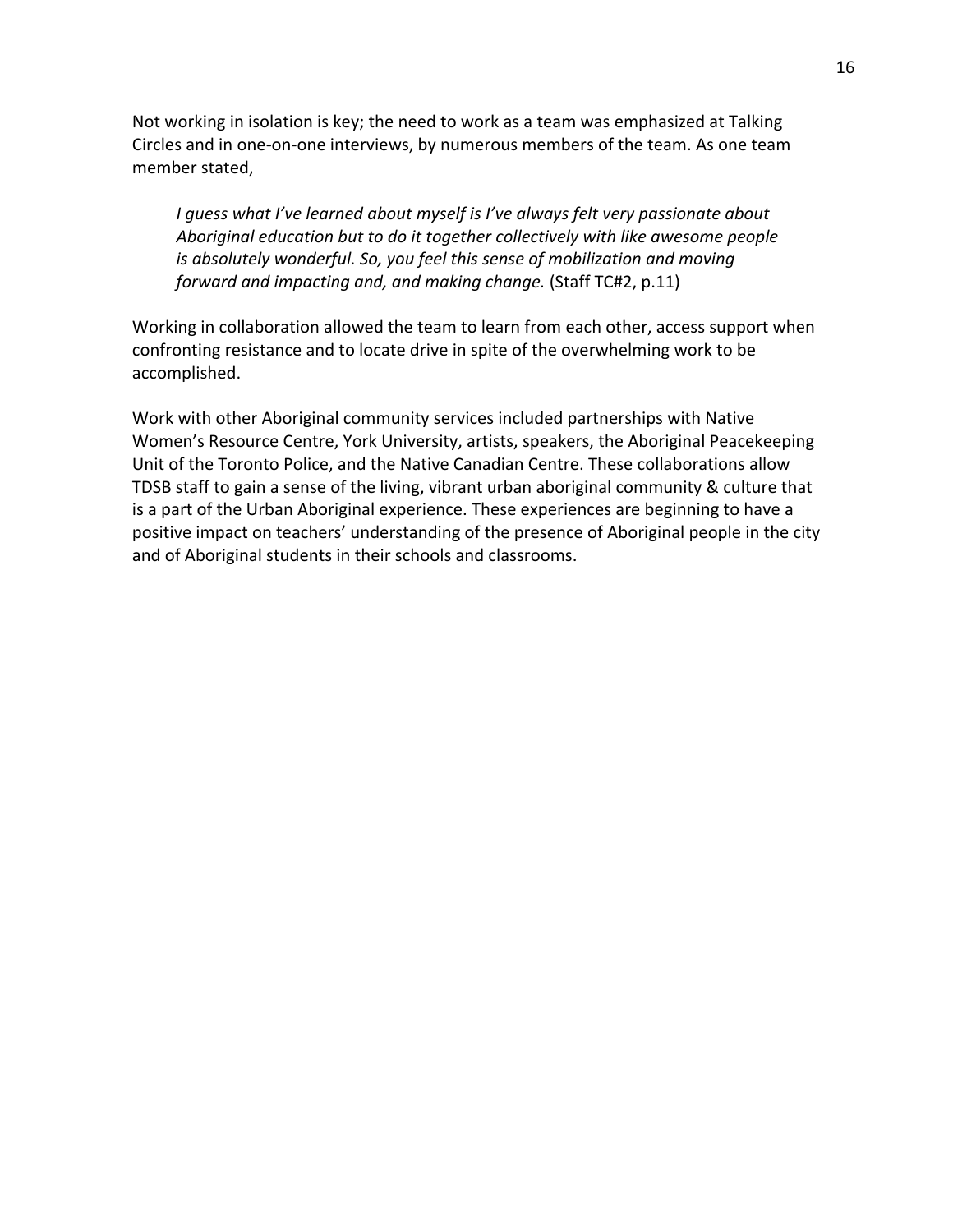Not working in isolation is key; the need to work as a team was emphasized at Talking Circles and in one-on-one interviews, by numerous members of the team. As one team member stated,

> *I guess what I've learned about myself is I've always felt very passionate about Aboriginal education but to do it together collectively with like awesome people is absolutely wonderful. So, you feel this sense of mobilization and moving forward and impacting and, and making change.* (Staff TC#2, p.11)

Working in collaboration allowed the team to learn from each other, access support when confronting resistance and to locate drive in spite of the overwhelming work to be accomplished.

Work with other Aboriginal community services included partnerships with Native Women's Resource Centre, York University, artists, speakers, the Aboriginal Peacekeeping Unit of the Toronto Police, and the Native Canadian Centre. These collaborations allow TDSB staff to gain a sense of the living, vibrant urban aboriginal community & culture that is a part of the Urban Aboriginal experience. These experiences are beginning to have a positive impact on teachers' understanding of the presence of Aboriginal people in the city and of Aboriginal students in their schools and classrooms.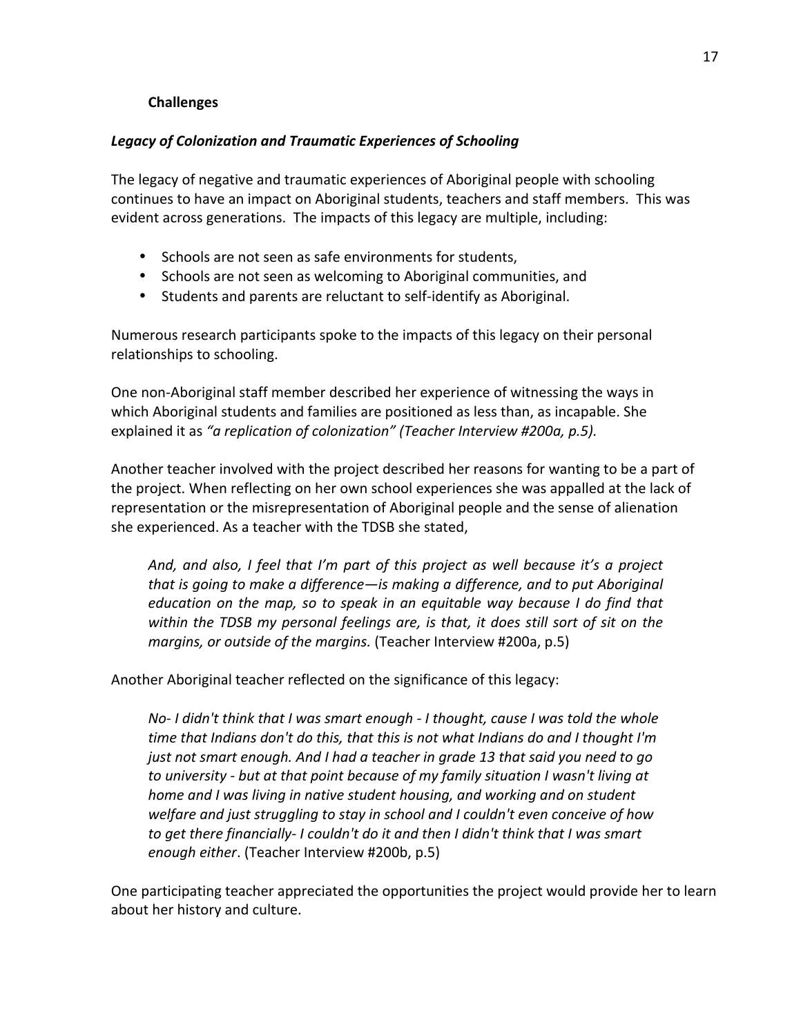### Challenges

#### *Legacy of Colonization and Traumatic Experiences of Schooling*

The legacy of negative and traumatic experiences of Aboriginal people with schooling continues to have an impact on Aboriginal students, teachers and staff members. This was evident across generations. The impacts of this legacy are multiple, including:

- Schools are not seen as safe environments for students,
- Schools are not seen as welcoming to Aboriginal communities, and
- Students and parents are reluctant to self-identify as Aboriginal.

Numerous research participants spoke to the impacts of this legacy on their personal relationships to schooling.

One non-Aboriginal staff member described her experience of witnessing the ways in which Aboriginal students and families are positioned as less than, as incapable. She explained it as *"a replication of colonization" (Teacher Interview #200a, p.5).*

Another teacher involved with the project described her reasons for wanting to be a part of the project. When reflecting on her own school experiences she was appalled at the lack of representation or the misrepresentation of Aboriginal people and the sense of alienation she experienced. As a teacher with the TDSB she stated,

> *And, and also, I feel that I'm part of this project as well because it's a project that is going to make a difference—is making a difference, and to put Aboriginal education on the map, so to speak in an equitable way because I do find that within the TDSB my personal feelings are, is that, it does still sort of sit on the margins, or outside of the margins.* (Teacher Interview #200a, p.5)

Another Aboriginal teacher reflected on the significance of this legacy:

> *No- I didn't think that I was smart enough - I thought, cause I was told the whole time that Indians don't do this, that this is not what Indians do and I thought I'm just not smart enough. And I had a teacher in grade 13 that said you need to go to university - but at that point because of my family situation I wasn't living at home and I was living in native student housing, and working and on student welfare and just struggling to stay in school and I couldn't even conceive of how to get there financially- I couldn't do it and then I didn't think that I was smart enough either*. (Teacher Interview #200b, p.5)

One participating teacher appreciated the opportunities the project would provide her to learn about her history and culture.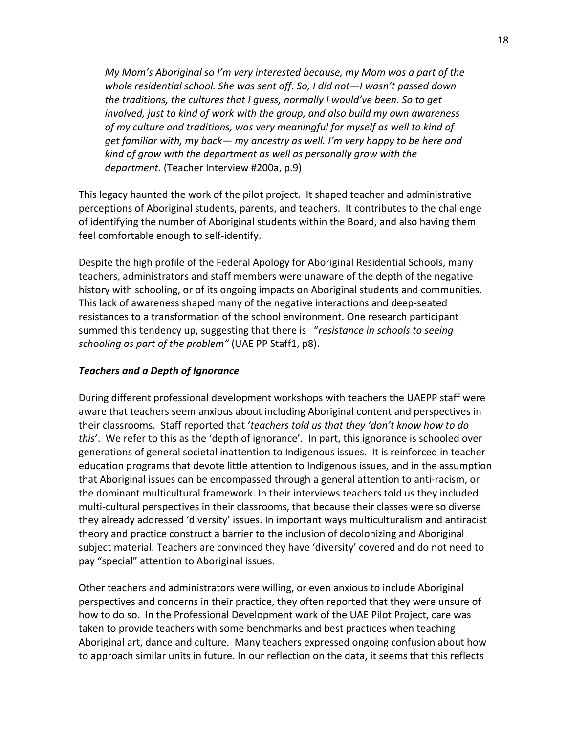*My Mom's Aboriginal so I'm very interested because, my Mom was a part of the whole residential school. She was sent off. So, I did not—I wasn't passed down the traditions, the cultures that I guess, normally I would've been. So to get involved, just to kind of work with the group, and also build my own awareness of my culture and traditions, was very meaningful for myself as well to kind of get familiar with, my back— my ancestry as well. I'm very happy to be here and kind of grow with the department as well as personally grow with the department.* (Teacher Interview #200a, p.9)

This legacy haunted the work of the pilot project. It shaped teacher and administrative perceptions of Aboriginal students, parents, and teachers. It contributes to the challenge of identifying the number of Aboriginal students within the Board, and also having them feel comfortable enough to self-identify.

Despite the high profile of the Federal Apology for Aboriginal Residential Schools, many teachers, administrators and staff members were unaware of the depth of the negative history with schooling, or of its ongoing impacts on Aboriginal students and communities. This lack of awareness shaped many of the negative interactions and deep-seated resistances to a transformation of the school environment. One research participant summed this tendency up, suggesting that there is "*resistance in schools to seeing schooling as part of the problem"* (UAE PP Staff1, p8).

### *Teachers and a Depth of Ignorance*

During different professional development workshops with teachers the UAEPP staff were aware that teachers seem anxious about including Aboriginal content and perspectives in their classrooms. Staff reported that '*teachers told us that they 'don't know how to do this*'. We refer to this as the 'depth of ignorance'. In part, this ignorance is schooled over generations of general societal inattention to Indigenous issues. It is reinforced in teacher education programs that devote little attention to Indigenous issues, and in the assumption that Aboriginal issues can be encompassed through a general attention to anti-racism, or the dominant multicultural framework. In their interviews teachers told us they included multi-cultural perspectives in their classrooms, that because their classes were so diverse they already addressed 'diversity' issues. In important ways multiculturalism and antiracist theory and practice construct a barrier to the inclusion of decolonizing and Aboriginal subject material. Teachers are convinced they have 'diversity' covered and do not need to pay "special" attention to Aboriginal issues.

Other teachers and administrators were willing, or even anxious to include Aboriginal perspectives and concerns in their practice, they often reported that they were unsure of how to do so. In the Professional Development work of the UAE Pilot Project, care was taken to provide teachers with some benchmarks and best practices when teaching Aboriginal art, dance and culture. Many teachers expressed ongoing confusion about how to approach similar units in future. In our reflection on the data, it seems that this reflects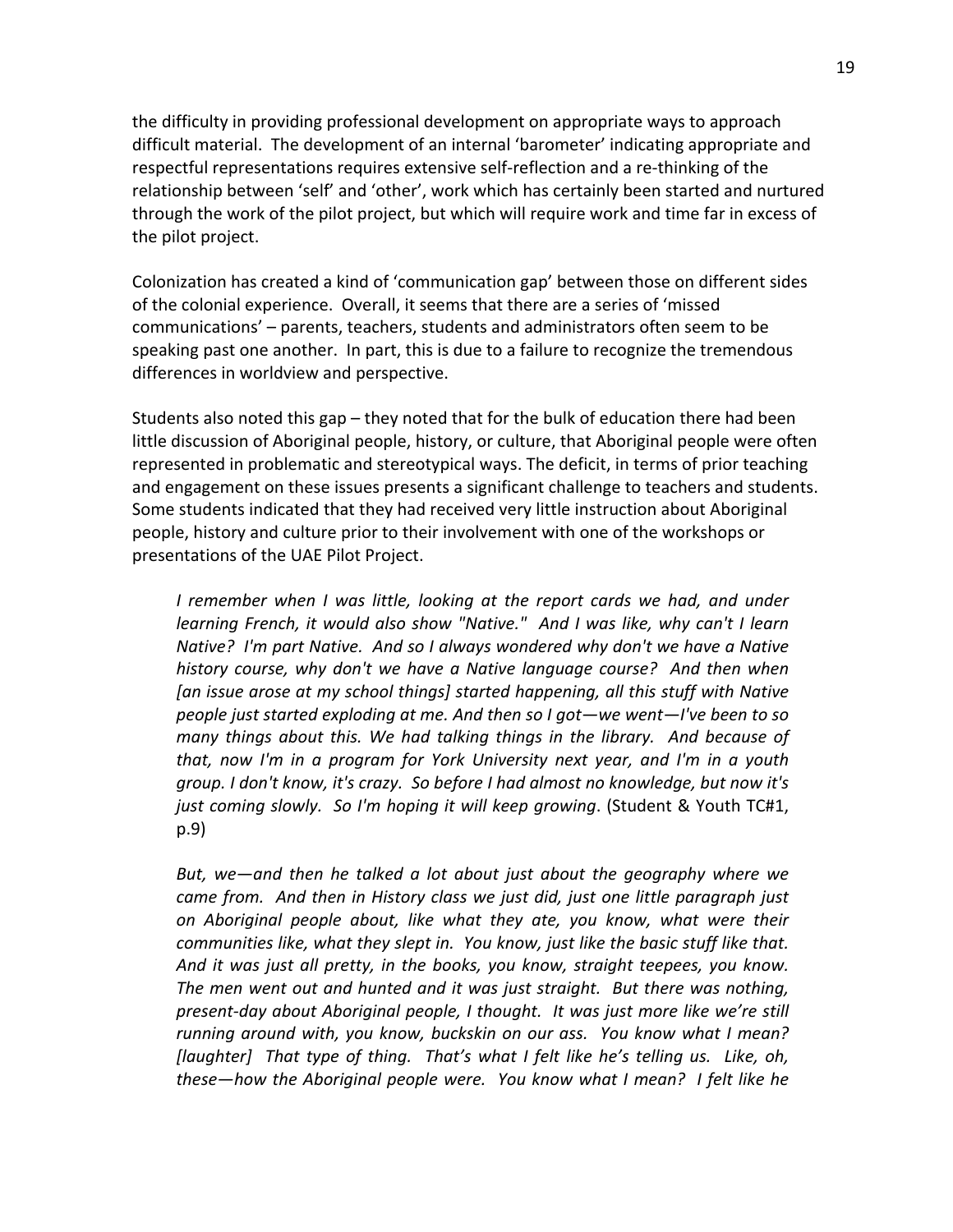the difficulty in providing professional development on appropriate ways to approach difficult material. The development of an internal 'barometer' indicating appropriate and respectful representations requires extensive self-reflection and a re-thinking of the relationship between 'self' and 'other', work which has certainly been started and nurtured through the work of the pilot project, but which will require work and time far in excess of the pilot project.

Colonization has created a kind of 'communication gap' between those on different sides of the colonial experience. Overall, it seems that there are a series of 'missed communications' – parents, teachers, students and administrators often seem to be speaking past one another. In part, this is due to a failure to recognize the tremendous differences in worldview and perspective.

Students also noted this gap – they noted that for the bulk of education there had been little discussion of Aboriginal people, history, or culture, that Aboriginal people were often represented in problematic and stereotypical ways. The deficit, in terms of prior teaching and engagement on these issues presents a significant challenge to teachers and students. Some students indicated that they had received very little instruction about Aboriginal people, history and culture prior to their involvement with one of the workshops or presentations of the UAE Pilot Project.

> *I remember when I was little, looking at the report cards we had, and under learning French, it would also show "Native." And I was like, why can't I learn Native? I'm part Native. And so I always wondered why don't we have a Native history course, why don't we have a Native language course? And then when [an issue arose at my school things] started happening, all this stuff with Native people just started exploding at me. And then so I got—we went—I've been to so many things about this. We had talking things in the library. And because of that, now I'm in a program for York University next year, and I'm in a youth group. I don't know, it's crazy. So before I had almost no knowledge, but now it's just coming slowly. So I'm hoping it will keep growing*. (Student & Youth TC#1, p.9)

> *But, we—and then he talked a lot about just about the geography where we came from. And then in History class we just did, just one little paragraph just on Aboriginal people about, like what they ate, you know, what were their communities like, what they slept in. You know, just like the basic stuff like that. And it was just all pretty, in the books, you know, straight teepees, you know. The men went out and hunted and it was just straight. But there was nothing, present-day about Aboriginal people, I thought. It was just more like we're still running around with, you know, buckskin on our ass. You know what I mean? [laughter] That type of thing. That's what I felt like he's telling us. Like, oh, these—how the Aboriginal people were. You know what I mean? I felt like he*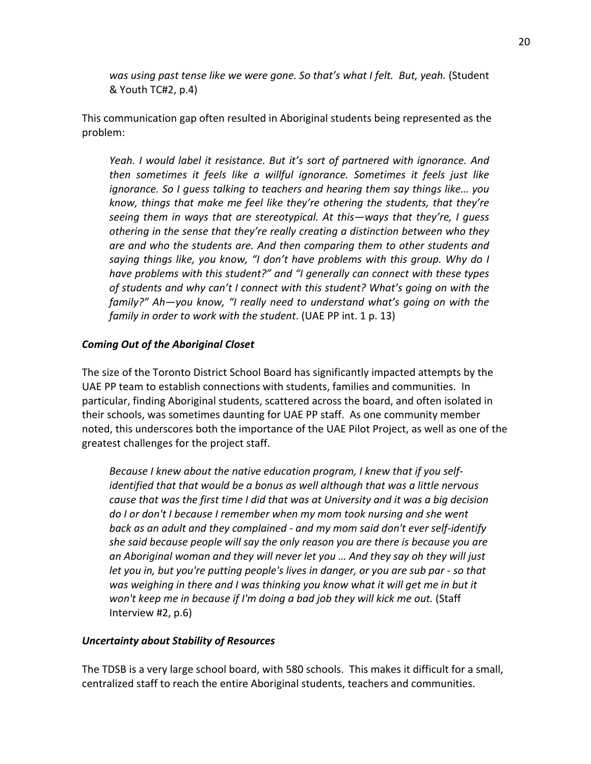*was using past tense like we were gone. So that's what I felt. But, yeah.* (Student & Youth TC#2, p.4)

This communication gap often resulted in Aboriginal students being represented as the problem:

> *Yeah. I would label it resistance. But it's sort of partnered with ignorance. And then sometimes it feels like a willful ignorance. Sometimes it feels just like ignorance. So I guess talking to teachers and hearing them say things like… you know, things that make me feel like they're othering the students, that they're seeing them in ways that are stereotypical. At this—ways that they're, I guess othering in the sense that they're really creating a distinction between who they are and who the students are. And then comparing them to other students and saying things like, you know, "I don't have problems with this group. Why do I have problems with this student?" and "I generally can connect with these types of students and why can't I connect with this student? What's going on with the family?" Ah—you know, "I really need to understand what's going on with the family in order to work with the student*. (UAE PP int. 1 p. 13)

### *Coming Out of the Aboriginal Closet*

The size of the Toronto District School Board has significantly impacted attempts by the UAE PP team to establish connections with students, families and communities. In particular, finding Aboriginal students, scattered across the board, and often isolated in their schools, was sometimes daunting for UAE PP staff. As one community member noted, this underscores both the importance of the UAE Pilot Project, as well as one of the greatest challenges for the project staff.

> *Because I knew about the native education program, I knew that if you self-identified that that would be a bonus as well although that was a little nervous cause that was the first time I did that was at University and it was a big decision do I or don't I because I remember when my mom took nursing and she went back as an adult and they complained - and my mom said don't ever self-identify she said because people will say the only reason you are there is because you are an Aboriginal woman and they will never let you … And they say oh they will just let you in, but you're putting people's lives in danger, or you are sub par - so that was weighing in there and I was thinking you know what it will get me in but it won't keep me in because if I'm doing a bad job they will kick me out.* (Staff Interview #2, p.6)

### *Uncertainty about Stability of Resources*

The TDSB is a very large school board, with 580 schools. This makes it difficult for a small, centralized staff to reach the entire Aboriginal students, teachers and communities.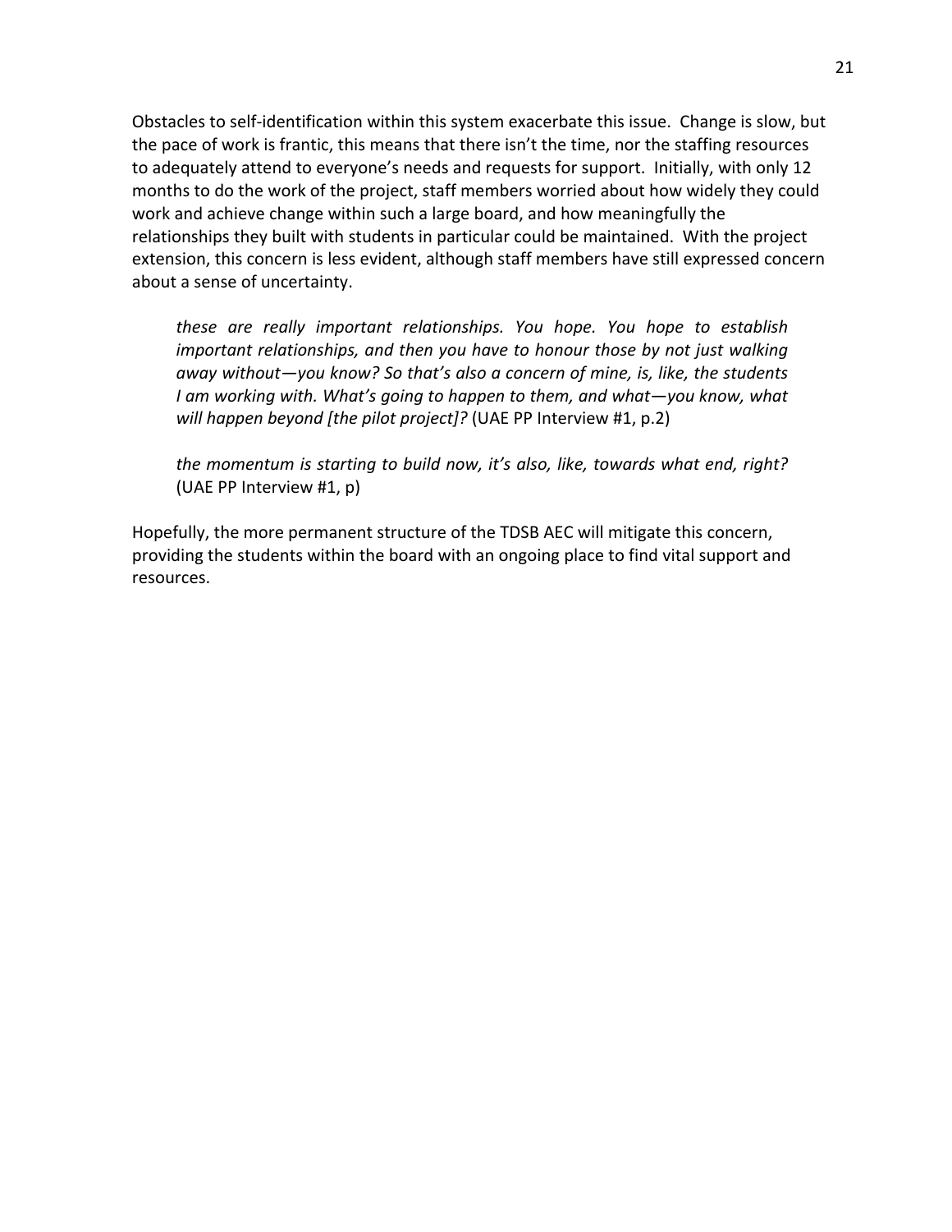Obstacles to self-identification within this system exacerbate this issue. Change is slow, but the pace of work is frantic, this means that there isn't the time, nor the staffing resources to adequately attend to everyone's needs and requests for support. Initially, with only 12 months to do the work of the project, staff members worried about how widely they could work and achieve change within such a large board, and how meaningfully the relationships they built with students in particular could be maintained. With the project extension, this concern is less evident, although staff members have still expressed concern about a sense of uncertainty.

> *these are really important relationships. You hope. You hope to establish important relationships, and then you have to honour those by not just walking away without—you know? So that's also a concern of mine, is, like, the students I am working with. What's going to happen to them, and what—you know, what will happen beyond [the pilot project]?* (UAE PP Interview #1, p.2)

> *the momentum is starting to build now, it's also, like, towards what end, right?* (UAE PP Interview #1, p)

Hopefully, the more permanent structure of the TDSB AEC will mitigate this concern, providing the students within the board with an ongoing place to find vital support and resources.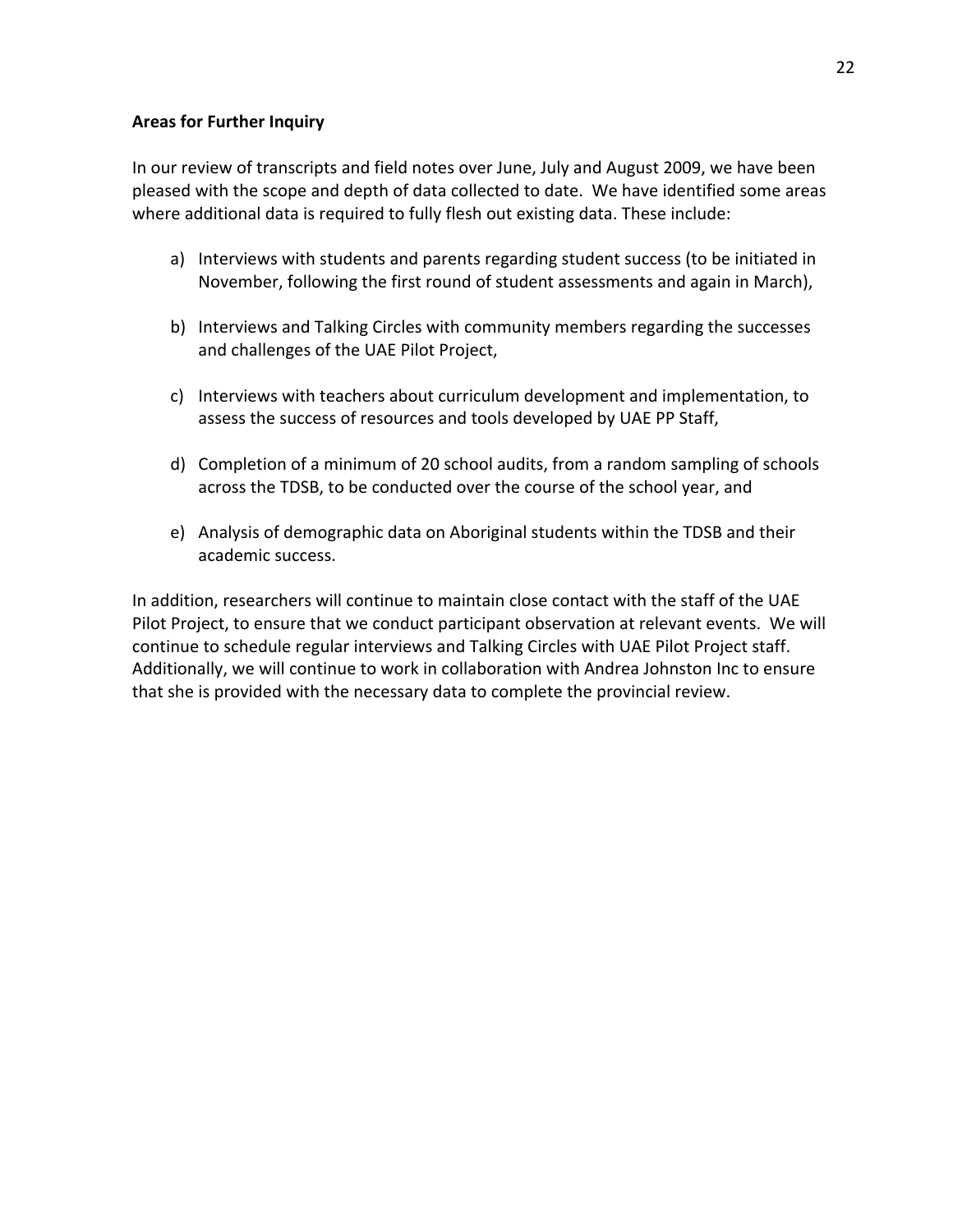**Areas for Further Inquiry**

In our review of transcripts and field notes over June, July and August 2009, we have been pleased with the scope and depth of data collected to date. We have identified some areas where additional data is required to fully flesh out existing data. These include:

a) Interviews with students and parents regarding student success (to be initiated in November, following the first round of student assessments and again in March),

b) Interviews and Talking Circles with community members regarding the successes and challenges of the UAE Pilot Project,

c) Interviews with teachers about curriculum development and implementation, to assess the success of resources and tools developed by UAE PP Staff,

d) Completion of a minimum of 20 school audits, from a random sampling of schools across the TDSB, to be conducted over the course of the school year, and

e) Analysis of demographic data on Aboriginal students within the TDSB and their academic success.

In addition, researchers will continue to maintain close contact with the staff of the UAE Pilot Project, to ensure that we conduct participant observation at relevant events. We will continue to schedule regular interviews and Talking Circles with UAE Pilot Project staff. Additionally, we will continue to work in collaboration with Andrea Johnston Inc to ensure that she is provided with the necessary data to complete the provincial review.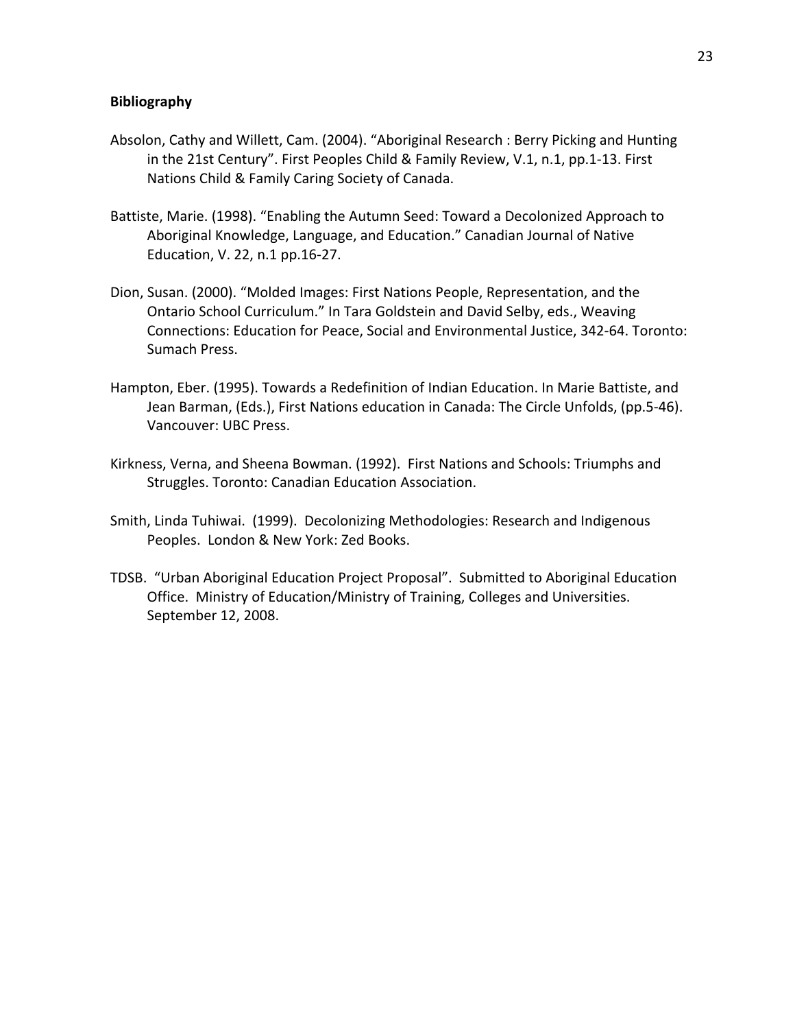**Bibliography**

Absolon, Cathy and Willett, Cam. (2004). "Aboriginal Research : Berry Picking and Hunting in the 21st Century". First Peoples Child & Family Review, V.1, n.1, pp.1-13. First Nations Child & Family Caring Society of Canada.

Battiste, Marie. (1998). "Enabling the Autumn Seed: Toward a Decolonized Approach to Aboriginal Knowledge, Language, and Education." Canadian Journal of Native Education, V. 22, n.1 pp.16-27.

Dion, Susan. (2000). "Molded Images: First Nations People, Representation, and the Ontario School Curriculum." In Tara Goldstein and David Selby, eds., Weaving Connections: Education for Peace, Social and Environmental Justice, 342-64. Toronto: Sumach Press.

Hampton, Eber. (1995). Towards a Redefinition of Indian Education. In Marie Battiste, and Jean Barman, (Eds.), First Nations education in Canada: The Circle Unfolds, (pp.5-46). Vancouver: UBC Press.

Kirkness, Verna, and Sheena Bowman. (1992). First Nations and Schools: Triumphs and Struggles. Toronto: Canadian Education Association.

Smith, Linda Tuhiwai. (1999). Decolonizing Methodologies: Research and Indigenous Peoples. London & New York: Zed Books.

TDSB. "Urban Aboriginal Education Project Proposal". Submitted to Aboriginal Education Office. Ministry of Education/Ministry of Training, Colleges and Universities. September 12, 2008.